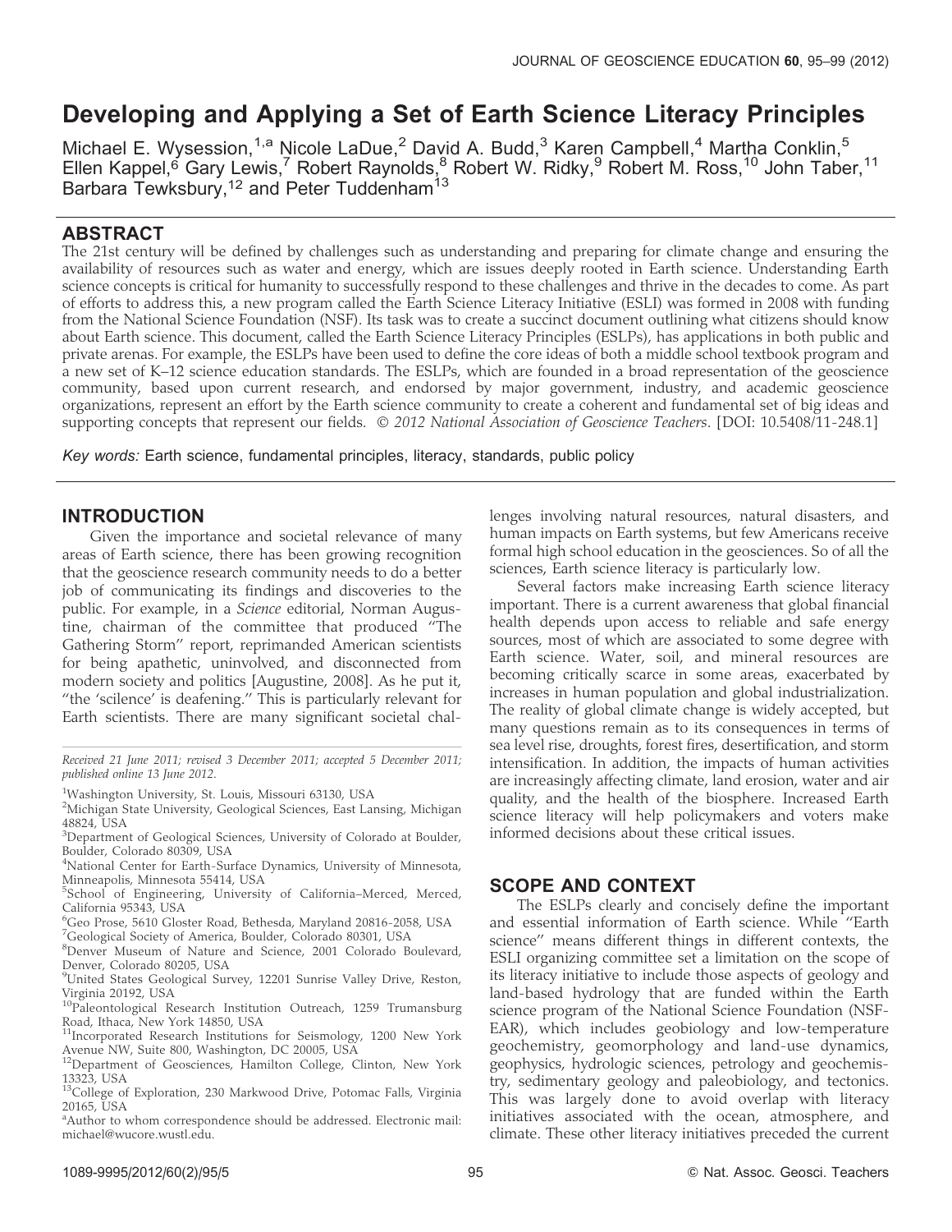# Developing and Applying a Set of Earth Science Literacy Principles

Michael E. Wysession,[1,a] Nicole LaDue,[2] David A. Budd,[3] Karen Campbell,[4] Martha Conklin,[5] Ellen Kappel,[6] Gary Lewis,[7] Robert Raynolds,[8] Robert W. Ridky,[9] Robert M. Ross,[10] John Taber,[11] Barbara Tewksbury,[12] and Peter Tuddenham[13]

## ABSTRACT

The 21st century will be defined by challenges such as understanding and preparing for climate change and ensuring the availability of resources such as water and energy, which are issues deeply rooted in Earth science. Understanding Earth science concepts is critical for humanity to successfully respond to these challenges and thrive in the decades to come. As part of efforts to address this, a new program called the Earth Science Literacy Initiative (ESLI) was formed in 2008 with funding from the National Science Foundation (NSF). Its task was to create a succinct document outlining what citizens should know about Earth science. This document, called the Earth Science Literacy Principles (ESLPs), has applications in both public and private arenas. For example, the ESLPs have been used to define the core ideas of both a middle school textbook program and a new set of K–12 science education standards. The ESLPs, which are founded in a broad representation of the geoscience community, based upon current research, and endorsed by major government, industry, and academic geoscience organizations, represent an effort by the Earth science community to create a coherent and fundamental set of big ideas and supporting concepts that represent our fields. *© 2012 National Association of Geoscience Teachers*. [DOI: 10.5408/11-248.1]

*Key words:* Earth science, fundamental principles, literacy, standards, public policy

## INTRODUCTION

Given the importance and societal relevance of many areas of Earth science, there has been growing recognition that the geoscience research community needs to do a better job of communicating its findings and discoveries to the public. For example, in a *Science* editorial, Norman Augustine, chairman of the committee that produced "The Gathering Storm" report, reprimanded American scientists for being apathetic, uninvolved, and disconnected from modern society and politics [Augustine, 2008]. As he put it, "the 'scilence' is deafening." This is particularly relevant for Earth scientists. There are many significant societal challenges involving natural resources, natural disasters, and human impacts on Earth systems, but few Americans receive formal high school education in the geosciences. So of all the sciences, Earth science literacy is particularly low.

Several factors make increasing Earth science literacy important. There is a current awareness that global financial health depends upon access to reliable and safe energy sources, most of which are associated to some degree with Earth science. Water, soil, and mineral resources are becoming critically scarce in some areas, exacerbated by increases in human population and global industrialization. The reality of global climate change is widely accepted, but many questions remain as to its consequences in terms of sea level rise, droughts, forest fires, desertification, and storm intensification. In addition, the impacts of human activities are increasingly affecting climate, land erosion, water and air quality, and the health of the biosphere. Increased Earth science literacy will help policymakers and voters make informed decisions about these critical issues.

## SCOPE AND CONTEXT

The ESLPs clearly and concisely define the important and essential information of Earth science. While "Earth science" means different things in different contexts, the ESLI organizing committee set a limitation on the scope of its literacy initiative to include those aspects of geology and land-based hydrology that are funded within the Earth science program of the National Science Foundation (NSF-EAR), which includes geobiology and low-temperature geochemistry, geomorphology and land-use dynamics, geophysics, hydrologic sciences, petrology and geochemistry, sedimentary geology and paleobiology, and tectonics. This was largely done to avoid overlap with literacy initiatives associated with the ocean, atmosphere, and climate. These other literacy initiatives preceded the current

*Received 21 June 2011; revised 3 December 2011; accepted 5 December 2011; published online 13 June 2012.*

[1]Washington University, St. Louis, Missouri 63130, USA
[2]Michigan State University, Geological Sciences, East Lansing, Michigan 48824, USA
[3]Department of Geological Sciences, University of Colorado at Boulder, Boulder, Colorado 80309, USA
[4]National Center for Earth-Surface Dynamics, University of Minnesota, Minneapolis, Minnesota 55414, USA
[5]School of Engineering, University of California–Merced, Merced, California 95343, USA
[6]Geo Prose, 5610 Gloster Road, Bethesda, Maryland 20816-2058, USA
[7]Geological Society of America, Boulder, Colorado 80301, USA
[8]Denver Museum of Nature and Science, 2001 Colorado Boulevard, Denver, Colorado 80205, USA
[9]United States Geological Survey, 12201 Sunrise Valley Drive, Reston, Virginia 20192, USA
[10]Paleontological Research Institution Outreach, 1259 Trumansburg Road, Ithaca, New York 14850, USA
[11]Incorporated Research Institutions for Seismology, 1200 New York Avenue NW, Suite 800, Washington, DC 20005, USA
[12]Department of Geosciences, Hamilton College, Clinton, New York 13323, USA
[13]College of Exploration, 230 Markwood Drive, Potomac Falls, Virginia 20165, USA
[a]Author to whom correspondence should be addressed. Electronic mail: michael@wucore.wustl.edu.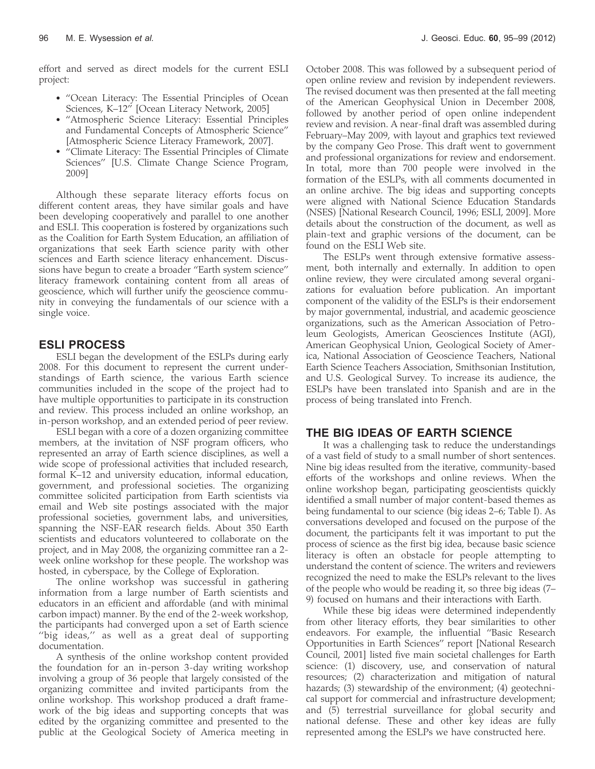effort and served as direct models for the current ESLI project:

- "Ocean Literacy: The Essential Principles of Ocean Sciences, K–12" [Ocean Literacy Network, 2005]
- "Atmospheric Science Literacy: Essential Principles and Fundamental Concepts of Atmospheric Science" [Atmospheric Science Literacy Framework, 2007].
- "Climate Literacy: The Essential Principles of Climate Sciences" [U.S. Climate Change Science Program, 2009]

Although these separate literacy efforts focus on different content areas, they have similar goals and have been developing cooperatively and parallel to one another and ESLI. This cooperation is fostered by organizations such as the Coalition for Earth System Education, an affiliation of organizations that seek Earth science parity with other sciences and Earth science literacy enhancement. Discussions have begun to create a broader "Earth system science" literacy framework containing content from all areas of geoscience, which will further unify the geoscience community in conveying the fundamentals of our science with a single voice.

## ESLI PROCESS

ESLI began the development of the ESLPs during early 2008. For this document to represent the current understandings of Earth science, the various Earth science communities included in the scope of the project had to have multiple opportunities to participate in its construction and review. This process included an online workshop, an in-person workshop, and an extended period of peer review.

ESLI began with a core of a dozen organizing committee members, at the invitation of NSF program officers, who represented an array of Earth science disciplines, as well a wide scope of professional activities that included research, formal K–12 and university education, informal education, government, and professional societies. The organizing committee solicited participation from Earth scientists via email and Web site postings associated with the major professional societies, government labs, and universities, spanning the NSF-EAR research fields. About 350 Earth scientists and educators volunteered to collaborate on the project, and in May 2008, the organizing committee ran a 2-week online workshop for these people. The workshop was hosted, in cyberspace, by the College of Exploration.

The online workshop was successful in gathering information from a large number of Earth scientists and educators in an efficient and affordable (and with minimal carbon impact) manner. By the end of the 2-week workshop, the participants had converged upon a set of Earth science "big ideas," as well as a great deal of supporting documentation.

A synthesis of the online workshop content provided the foundation for an in-person 3-day writing workshop involving a group of 36 people that largely consisted of the organizing committee and invited participants from the online workshop. This workshop produced a draft framework of the big ideas and supporting concepts that was edited by the organizing committee and presented to the public at the Geological Society of America meeting in October 2008. This was followed by a subsequent period of open online review and revision by independent reviewers. The revised document was then presented at the fall meeting of the American Geophysical Union in December 2008, followed by another period of open online independent review and revision. A near-final draft was assembled during February–May 2009, with layout and graphics text reviewed by the company Geo Prose. This draft went to government and professional organizations for review and endorsement. In total, more than 700 people were involved in the formation of the ESLPs, with all comments documented in an online archive. The big ideas and supporting concepts were aligned with National Science Education Standards (NSES) [National Research Council, 1996; ESLI, 2009]. More details about the construction of the document, as well as plain-text and graphic versions of the document, can be found on the ESLI Web site.

The ESLPs went through extensive formative assessment, both internally and externally. In addition to open online review, they were circulated among several organizations for evaluation before publication. An important component of the validity of the ESLPs is their endorsement by major governmental, industrial, and academic geoscience organizations, such as the American Association of Petroleum Geologists, American Geosciences Institute (AGI), American Geophysical Union, Geological Society of America, National Association of Geoscience Teachers, National Earth Science Teachers Association, Smithsonian Institution, and U.S. Geological Survey. To increase its audience, the ESLPs have been translated into Spanish and are in the process of being translated into French.

## THE BIG IDEAS OF EARTH SCIENCE

It was a challenging task to reduce the understandings of a vast field of study to a small number of short sentences. Nine big ideas resulted from the iterative, community-based efforts of the workshops and online reviews. When the online workshop began, participating geoscientists quickly identified a small number of major content-based themes as being fundamental to our science (big ideas 2–6; Table I). As conversations developed and focused on the purpose of the document, the participants felt it was important to put the process of science as the first big idea, because basic science literacy is often an obstacle for people attempting to understand the content of science. The writers and reviewers recognized the need to make the ESLPs relevant to the lives of the people who would be reading it, so three big ideas (7–9) focused on humans and their interactions with Earth.

While these big ideas were determined independently from other literacy efforts, they bear similarities to other endeavors. For example, the influential "Basic Research Opportunities in Earth Sciences" report [National Research Council, 2001] listed five main societal challenges for Earth science: (1) discovery, use, and conservation of natural resources; (2) characterization and mitigation of natural hazards; (3) stewardship of the environment; (4) geotechnical support for commercial and infrastructure development; and (5) terrestrial surveillance for global security and national defense. These and other key ideas are fully represented among the ESLPs we have constructed here.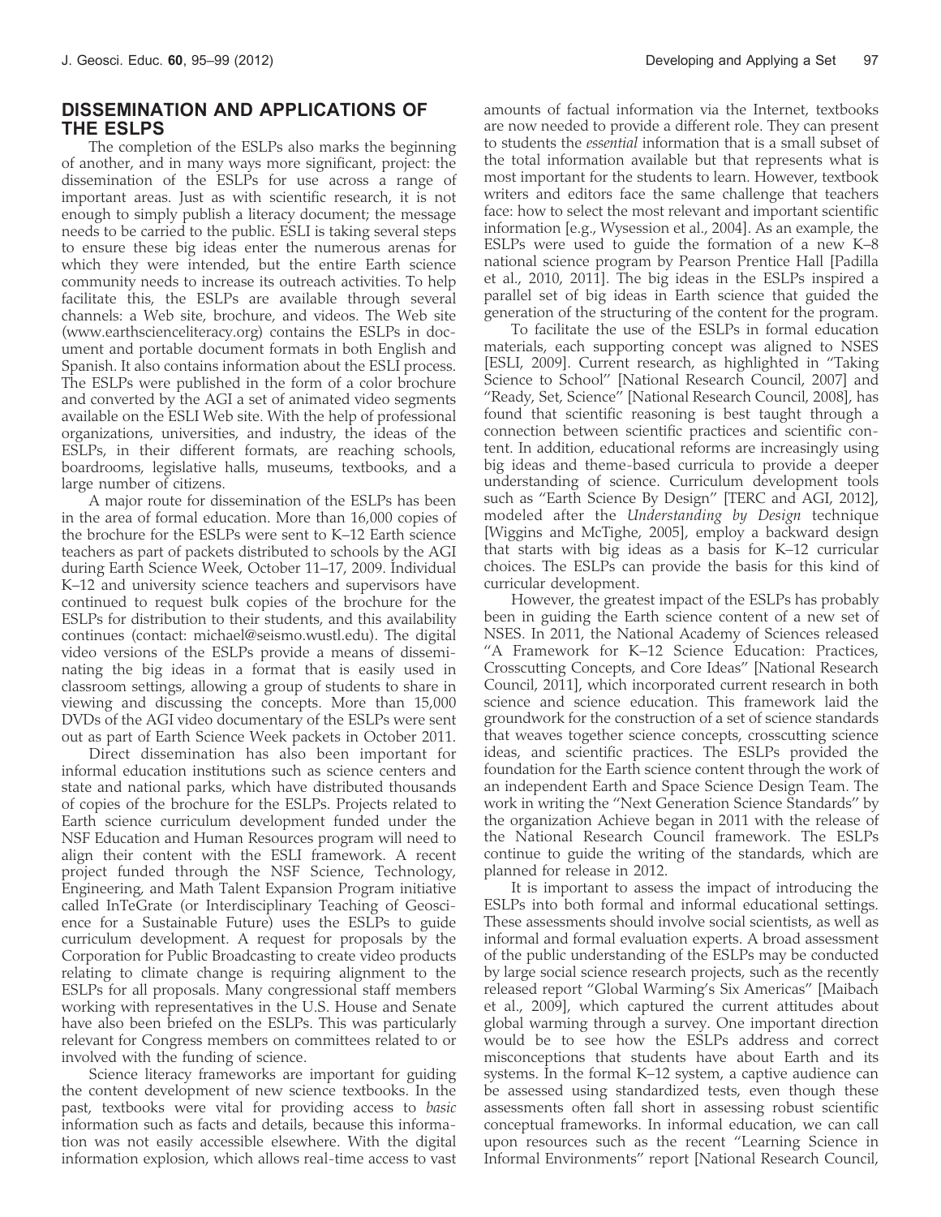## DISSEMINATION AND APPLICATIONS OF THE ESLPS

The completion of the ESLPs also marks the beginning of another, and in many ways more significant, project: the dissemination of the ESLPs for use across a range of important areas. Just as with scientific research, it is not enough to simply publish a literacy document; the message needs to be carried to the public. ESLI is taking several steps to ensure these big ideas enter the numerous arenas for which they were intended, but the entire Earth science community needs to increase its outreach activities. To help facilitate this, the ESLPs are available through several channels: a Web site, brochure, and videos. The Web site (www.earthscienceliteracy.org) contains the ESLPs in document and portable document formats in both English and Spanish. It also contains information about the ESLI process. The ESLPs were published in the form of a color brochure and converted by the AGI a set of animated video segments available on the ESLI Web site. With the help of professional organizations, universities, and industry, the ideas of the ESLPs, in their different formats, are reaching schools, boardrooms, legislative halls, museums, textbooks, and a large number of citizens.

A major route for dissemination of the ESLPs has been in the area of formal education. More than 16,000 copies of the brochure for the ESLPs were sent to K–12 Earth science teachers as part of packets distributed to schools by the AGI during Earth Science Week, October 11–17, 2009. Individual K–12 and university science teachers and supervisors have continued to request bulk copies of the brochure for the ESLPs for distribution to their students, and this availability continues (contact: michael@seismo.wustl.edu). The digital video versions of the ESLPs provide a means of disseminating the big ideas in a format that is easily used in classroom settings, allowing a group of students to share in viewing and discussing the concepts. More than 15,000 DVDs of the AGI video documentary of the ESLPs were sent out as part of Earth Science Week packets in October 2011.

Direct dissemination has also been important for informal education institutions such as science centers and state and national parks, which have distributed thousands of copies of the brochure for the ESLPs. Projects related to Earth science curriculum development funded under the NSF Education and Human Resources program will need to align their content with the ESLI framework. A recent project funded through the NSF Science, Technology, Engineering, and Math Talent Expansion Program initiative called InTeGrate (or Interdisciplinary Teaching of Geoscience for a Sustainable Future) uses the ESLPs to guide curriculum development. A request for proposals by the Corporation for Public Broadcasting to create video products relating to climate change is requiring alignment to the ESLPs for all proposals. Many congressional staff members working with representatives in the U.S. House and Senate have also been briefed on the ESLPs. This was particularly relevant for Congress members on committees related to or involved with the funding of science.

Science literacy frameworks are important for guiding the content development of new science textbooks. In the past, textbooks were vital for providing access to *basic* information such as facts and details, because this information was not easily accessible elsewhere. With the digital information explosion, which allows real-time access to vast amounts of factual information via the Internet, textbooks are now needed to provide a different role. They can present to students the *essential* information that is a small subset of the total information available but that represents what is most important for the students to learn. However, textbook writers and editors face the same challenge that teachers face: how to select the most relevant and important scientific information [e.g., Wysession et al., 2004]. As an example, the ESLPs were used to guide the formation of a new K–8 national science program by Pearson Prentice Hall [Padilla et al., 2010, 2011]. The big ideas in the ESLPs inspired a parallel set of big ideas in Earth science that guided the generation of the structuring of the content for the program.

To facilitate the use of the ESLPs in formal education materials, each supporting concept was aligned to NSES [ESLI, 2009]. Current research, as highlighted in "Taking Science to School" [National Research Council, 2007] and "Ready, Set, Science" [National Research Council, 2008], has found that scientific reasoning is best taught through a connection between scientific practices and scientific content. In addition, educational reforms are increasingly using big ideas and theme-based curricula to provide a deeper understanding of science. Curriculum development tools such as "Earth Science By Design" [TERC and AGI, 2012], modeled after the *Understanding by Design* technique [Wiggins and McTighe, 2005], employ a backward design that starts with big ideas as a basis for K–12 curricular choices. The ESLPs can provide the basis for this kind of curricular development.

However, the greatest impact of the ESLPs has probably been in guiding the Earth science content of a new set of NSES. In 2011, the National Academy of Sciences released "A Framework for K–12 Science Education: Practices, Crosscutting Concepts, and Core Ideas" [National Research Council, 2011], which incorporated current research in both science and science education. This framework laid the groundwork for the construction of a set of science standards that weaves together science concepts, crosscutting science ideas, and scientific practices. The ESLPs provided the foundation for the Earth science content through the work of an independent Earth and Space Science Design Team. The work in writing the "Next Generation Science Standards" by the organization Achieve began in 2011 with the release of the National Research Council framework. The ESLPs continue to guide the writing of the standards, which are planned for release in 2012.

It is important to assess the impact of introducing the ESLPs into both formal and informal educational settings. These assessments should involve social scientists, as well as informal and formal evaluation experts. A broad assessment of the public understanding of the ESLPs may be conducted by large social science research projects, such as the recently released report "Global Warming's Six Americas" [Maibach et al., 2009], which captured the current attitudes about global warming through a survey. One important direction would be to see how the ESLPs address and correct misconceptions that students have about Earth and its systems. In the formal K–12 system, a captive audience can be assessed using standardized tests, even though these assessments often fall short in assessing robust scientific conceptual frameworks. In informal education, we can call upon resources such as the recent "Learning Science in Informal Environments" report [National Research Council,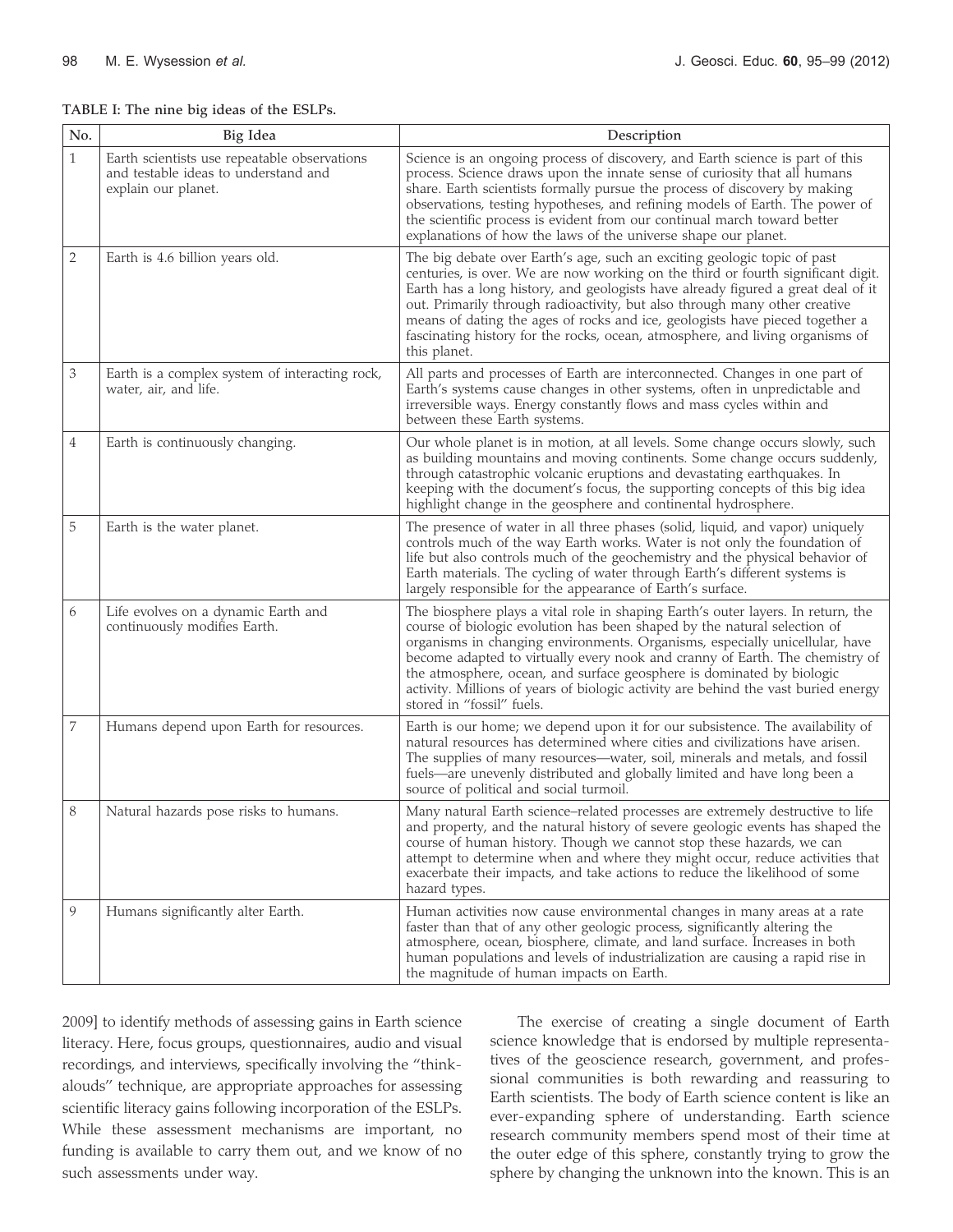**TABLE I: The nine big ideas of the ESLPs.**

| No. | Big Idea | Description |
|---|---|---|
| 1 | Earth scientists use repeatable observations and testable ideas to understand and explain our planet. | Science is an ongoing process of discovery, and Earth science is part of this process. Science draws upon the innate sense of curiosity that all humans share. Earth scientists formally pursue the process of discovery by making observations, testing hypotheses, and refining models of Earth. The power of the scientific process is evident from our continual march toward better explanations of how the laws of the universe shape our planet. |
| 2 | Earth is 4.6 billion years old. | The big debate over Earth's age, such an exciting geologic topic of past centuries, is over. We are now working on the third or fourth significant digit. Earth has a long history, and geologists have already figured a great deal of it out. Primarily through radioactivity, but also through many other creative means of dating the ages of rocks and ice, geologists have pieced together a fascinating history for the rocks, ocean, atmosphere, and living organisms of this planet. |
| 3 | Earth is a complex system of interacting rock, water, air, and life. | All parts and processes of Earth are interconnected. Changes in one part of Earth's systems cause changes in other systems, often in unpredictable and irreversible ways. Energy constantly flows and mass cycles within and between these Earth systems. |
| 4 | Earth is continuously changing. | Our whole planet is in motion, at all levels. Some change occurs slowly, such as building mountains and moving continents. Some change occurs suddenly, through catastrophic volcanic eruptions and devastating earthquakes. In keeping with the document's focus, the supporting concepts of this big idea highlight change in the geosphere and continental hydrosphere. |
| 5 | Earth is the water planet. | The presence of water in all three phases (solid, liquid, and vapor) uniquely controls much of the way Earth works. Water is not only the foundation of life but also controls much of the geochemistry and the physical behavior of Earth materials. The cycling of water through Earth's different systems is largely responsible for the appearance of Earth's surface. |
| 6 | Life evolves on a dynamic Earth and continuously modifies Earth. | The biosphere plays a vital role in shaping Earth's outer layers. In return, the course of biologic evolution has been shaped by the natural selection of organisms in changing environments. Organisms, especially unicellular, have become adapted to virtually every nook and cranny of Earth. The chemistry of the atmosphere, ocean, and surface geosphere is dominated by biologic activity. Millions of years of biologic activity are behind the vast buried energy stored in "fossil" fuels. |
| 7 | Humans depend upon Earth for resources. | Earth is our home; we depend upon it for our subsistence. The availability of natural resources has determined where cities and civilizations have arisen. The supplies of many resources—water, soil, minerals and metals, and fossil fuels—are unevenly distributed and globally limited and have long been a source of political and social turmoil. |
| 8 | Natural hazards pose risks to humans. | Many natural Earth science–related processes are extremely destructive to life and property, and the natural history of severe geologic events has shaped the course of human history. Though we cannot stop these hazards, we can attempt to determine when and where they might occur, reduce activities that exacerbate their impacts, and take actions to reduce the likelihood of some hazard types. |
| 9 | Humans significantly alter Earth. | Human activities now cause environmental changes in many areas at a rate faster than that of any other geologic process, significantly altering the atmosphere, ocean, biosphere, climate, and land surface. Increases in both human populations and levels of industrialization are causing a rapid rise in the magnitude of human impacts on Earth. |

2009] to identify methods of assessing gains in Earth science literacy. Here, focus groups, questionnaires, audio and visual recordings, and interviews, specifically involving the "think-alouds" technique, are appropriate approaches for assessing scientific literacy gains following incorporation of the ESLPs. While these assessment mechanisms are important, no funding is available to carry them out, and we know of no such assessments under way.

The exercise of creating a single document of Earth science knowledge that is endorsed by multiple representatives of the geoscience research, government, and professional communities is both rewarding and reassuring to Earth scientists. The body of Earth science content is like an ever-expanding sphere of understanding. Earth science research community members spend most of their time at the outer edge of this sphere, constantly trying to grow the sphere by changing the unknown into the known. This is an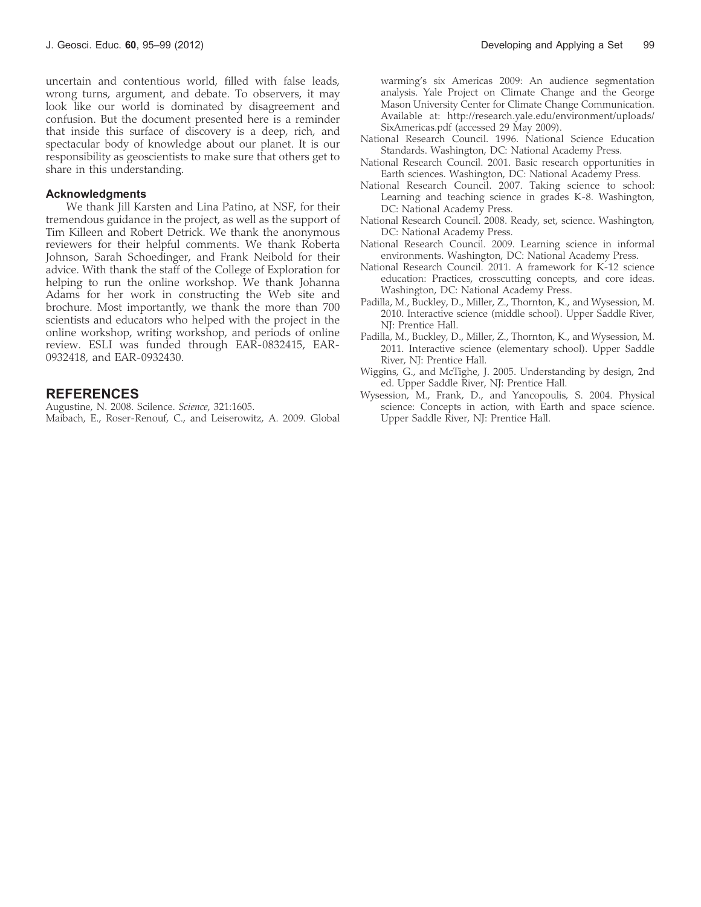uncertain and contentious world, filled with false leads, wrong turns, argument, and debate. To observers, it may look like our world is dominated by disagreement and confusion. But the document presented here is a reminder that inside this surface of discovery is a deep, rich, and spectacular body of knowledge about our planet. It is our responsibility as geoscientists to make sure that others get to share in this understanding.

### Acknowledgments

We thank Jill Karsten and Lina Patino, at NSF, for their tremendous guidance in the project, as well as the support of Tim Killeen and Robert Detrick. We thank the anonymous reviewers for their helpful comments. We thank Roberta Johnson, Sarah Schoedinger, and Frank Neibold for their advice. With thank the staff of the College of Exploration for helping to run the online workshop. We thank Johanna Adams for her work in constructing the Web site and brochure. Most importantly, we thank the more than 700 scientists and educators who helped with the project in the online workshop, writing workshop, and periods of online review. ESLI was funded through EAR-0832415, EAR-0932418, and EAR-0932430.

## REFERENCES

Augustine, N. 2008. Scilence. *Science*, 321:1605.

Maibach, E., Roser-Renouf, C., and Leiserowitz, A. 2009. Global warming's six Americas 2009: An audience segmentation analysis. Yale Project on Climate Change and the George Mason University Center for Climate Change Communication. Available at: http://research.yale.edu/environment/uploads/SixAmericas.pdf (accessed 29 May 2009).

National Research Council. 1996. National Science Education Standards. Washington, DC: National Academy Press.

National Research Council. 2001. Basic research opportunities in Earth sciences. Washington, DC: National Academy Press.

National Research Council. 2007. Taking science to school: Learning and teaching science in grades K-8. Washington, DC: National Academy Press.

National Research Council. 2008. Ready, set, science. Washington, DC: National Academy Press.

National Research Council. 2009. Learning science in informal environments. Washington, DC: National Academy Press.

National Research Council. 2011. A framework for K-12 science education: Practices, crosscutting concepts, and core ideas. Washington, DC: National Academy Press.

Padilla, M., Buckley, D., Miller, Z., Thornton, K., and Wysession, M. 2010. Interactive science (middle school). Upper Saddle River, NJ: Prentice Hall.

Padilla, M., Buckley, D., Miller, Z., Thornton, K., and Wysession, M. 2011. Interactive science (elementary school). Upper Saddle River, NJ: Prentice Hall.

Wiggins, G., and McTighe, J. 2005. Understanding by design, 2nd ed. Upper Saddle River, NJ: Prentice Hall.

Wysession, M., Frank, D., and Yancopoulis, S. 2004. Physical science: Concepts in action, with Earth and space science. Upper Saddle River, NJ: Prentice Hall.